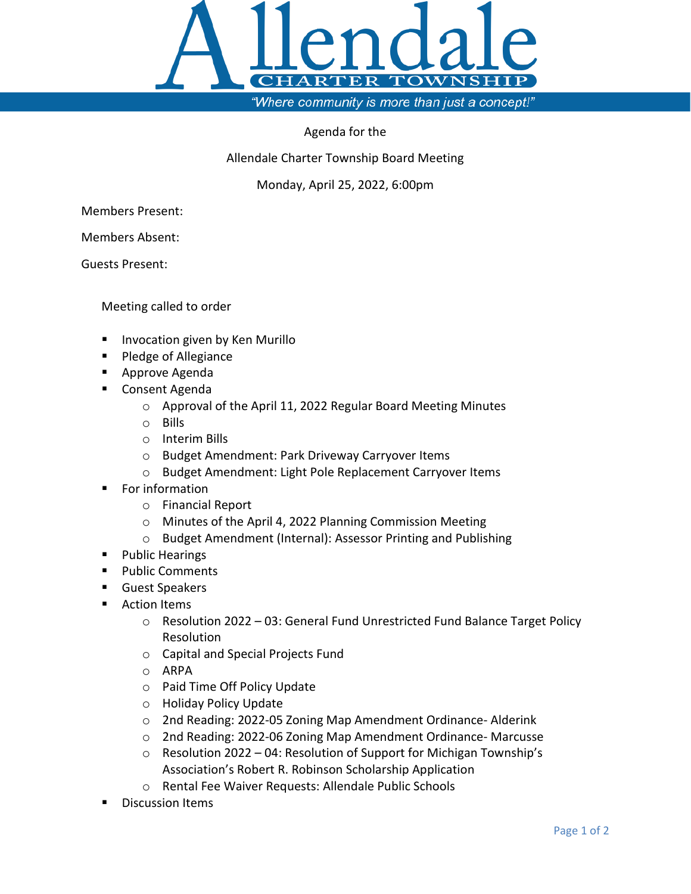# Allendale

CHARTER TOWNSHIP

*"Where community is more than just a concept!"*

Agenda for the

Allendale Charter Township Board Meeting

Monday, April 25, 2022, 6:00pm

Members Present:

Members Absent:

Guests Present:

Meeting called to order

- Invocation given by Ken Murillo
- Pledge of Allegiance
- Approve Agenda
- Consent Agenda
  - Approval of the April 11, 2022 Regular Board Meeting Minutes
  - Bills
  - Interim Bills
  - Budget Amendment: Park Driveway Carryover Items
  - Budget Amendment: Light Pole Replacement Carryover Items
- For information
  - Financial Report
  - Minutes of the April 4, 2022 Planning Commission Meeting
  - Budget Amendment (Internal): Assessor Printing and Publishing
- Public Hearings
- Public Comments
- Guest Speakers
- Action Items
  - Resolution 2022 – 03: General Fund Unrestricted Fund Balance Target Policy Resolution
  - Capital and Special Projects Fund
  - ARPA
  - Paid Time Off Policy Update
  - Holiday Policy Update
  - 2nd Reading: 2022-05 Zoning Map Amendment Ordinance- Alderink
  - 2nd Reading: 2022-06 Zoning Map Amendment Ordinance- Marcusse
  - Resolution 2022 – 04: Resolution of Support for Michigan Township's Association's Robert R. Robinson Scholarship Application
  - Rental Fee Waiver Requests: Allendale Public Schools
- Discussion Items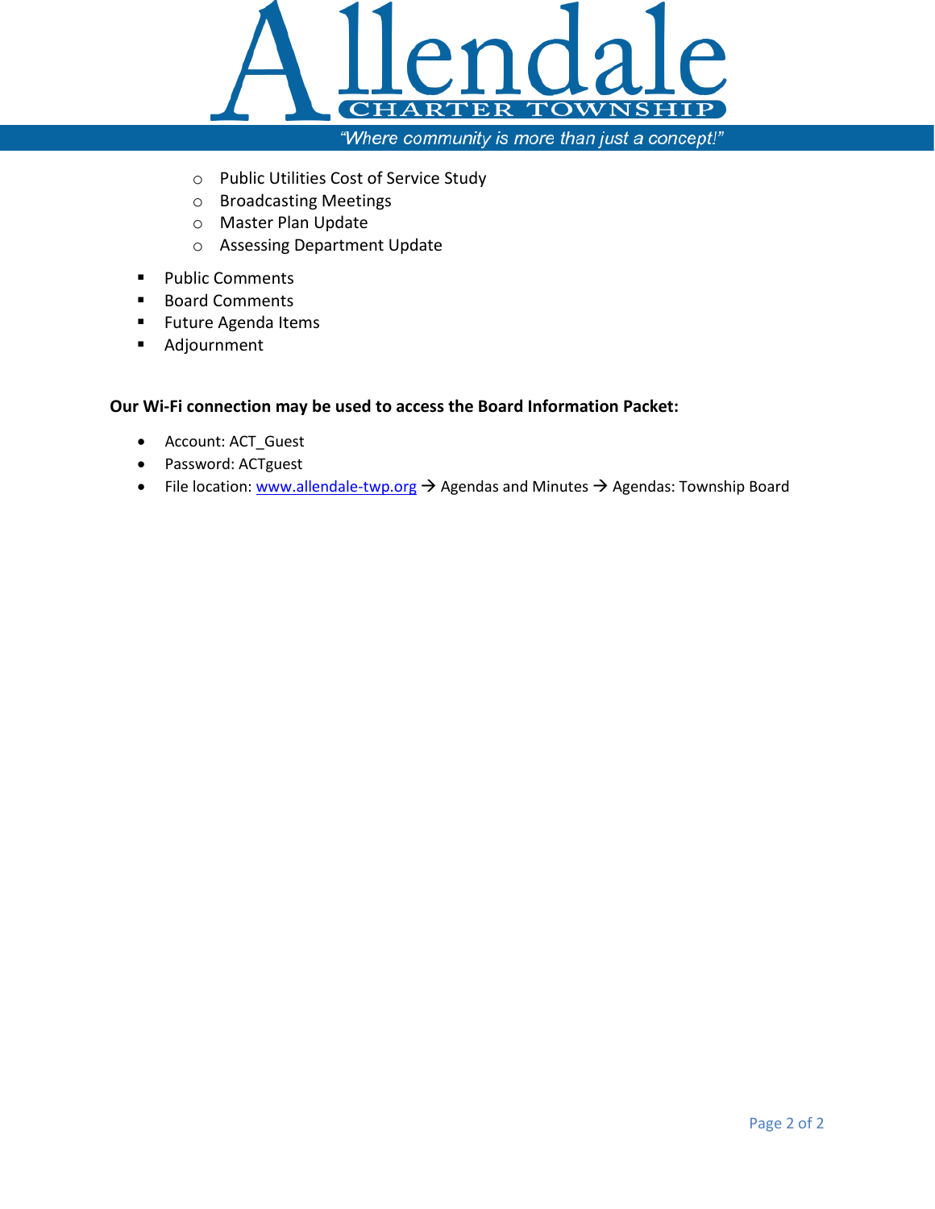- Public Utilities Cost of Service Study
  - Broadcasting Meetings
  - Master Plan Update
  - Assessing Department Update

- Public Comments
- Board Comments
- Future Agenda Items
- Adjournment

**Our Wi-Fi connection may be used to access the Board Information Packet:**

- Account: ACT_Guest
- Password: ACTguest
- File location: [www.allendale-twp.org](http://www.allendale-twp.org) → Agendas and Minutes → Agendas: Township Board